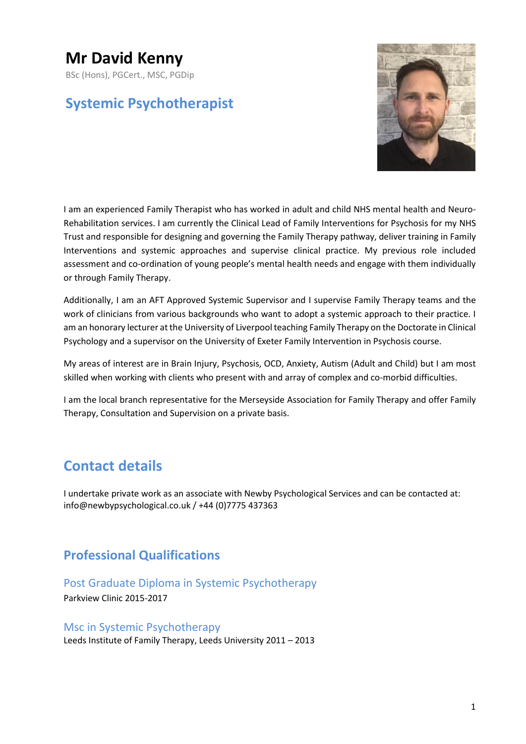# Mr David Kenny

BSc (Hons), PGCert., MSC, PGDip

## Systemic Psychotherapist

I am an experienced Family Therapist who has worked in adult and child NHS mental health and Neuro-Rehabilitation services. I am currently the Clinical Lead of Family Interventions for Psychosis for my NHS Trust and responsible for designing and governing the Family Therapy pathway, deliver training in Family Interventions and systemic approaches and supervise clinical practice. My previous role included assessment and co-ordination of young people's mental health needs and engage with them individually or through Family Therapy.

Additionally, I am an AFT Approved Systemic Supervisor and I supervise Family Therapy teams and the work of clinicians from various backgrounds who want to adopt a systemic approach to their practice. I am an honorary lecturer at the University of Liverpool teaching Family Therapy on the Doctorate in Clinical Psychology and a supervisor on the University of Exeter Family Intervention in Psychosis course.

My areas of interest are in Brain Injury, Psychosis, OCD, Anxiety, Autism (Adult and Child) but I am most skilled when working with clients who present with and array of complex and co-morbid difficulties.

I am the local branch representative for the Merseyside Association for Family Therapy and offer Family Therapy, Consultation and Supervision on a private basis.

## Contact details

I undertake private work as an associate with Newby Psychological Services and can be contacted at: info@newbypsychological.co.uk / +44 (0)7775 437363

## Professional Qualifications

### Post Graduate Diploma in Systemic Psychotherapy

Parkview Clinic 2015-2017

### Msc in Systemic Psychotherapy

Leeds Institute of Family Therapy, Leeds University 2011 – 2013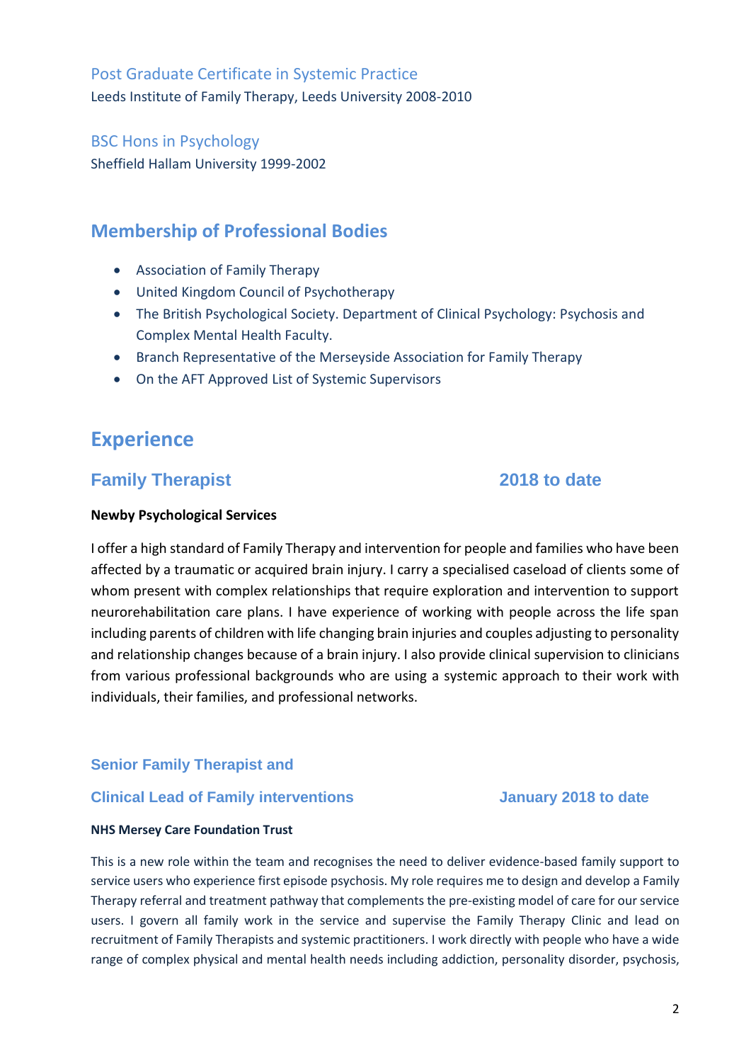### Post Graduate Certificate in Systemic Practice

Leeds Institute of Family Therapy, Leeds University 2008-2010

### BSC Hons in Psychology

Sheffield Hallam University 1999-2002

## Membership of Professional Bodies

- Association of Family Therapy
- United Kingdom Council of Psychotherapy
- The British Psychological Society. Department of Clinical Psychology: Psychosis and Complex Mental Health Faculty.
- Branch Representative of the Merseyside Association for Family Therapy
- On the AFT Approved List of Systemic Supervisors

## Experience

### Family Therapist 2018 to date

**Newby Psychological Services**

I offer a high standard of Family Therapy and intervention for people and families who have been affected by a traumatic or acquired brain injury. I carry a specialised caseload of clients some of whom present with complex relationships that require exploration and intervention to support neurorehabilitation care plans. I have experience of working with people across the life span including parents of children with life changing brain injuries and couples adjusting to personality and relationship changes because of a brain injury. I also provide clinical supervision to clinicians from various professional backgrounds who are using a systemic approach to their work with individuals, their families, and professional networks.

### Senior Family Therapist and Clinical Lead of Family interventions January 2018 to date

**NHS Mersey Care Foundation Trust**

This is a new role within the team and recognises the need to deliver evidence-based family support to service users who experience first episode psychosis. My role requires me to design and develop a Family Therapy referral and treatment pathway that complements the pre-existing model of care for our service users. I govern all family work in the service and supervise the Family Therapy Clinic and lead on recruitment of Family Therapists and systemic practitioners. I work directly with people who have a wide range of complex physical and mental health needs including addiction, personality disorder, psychosis,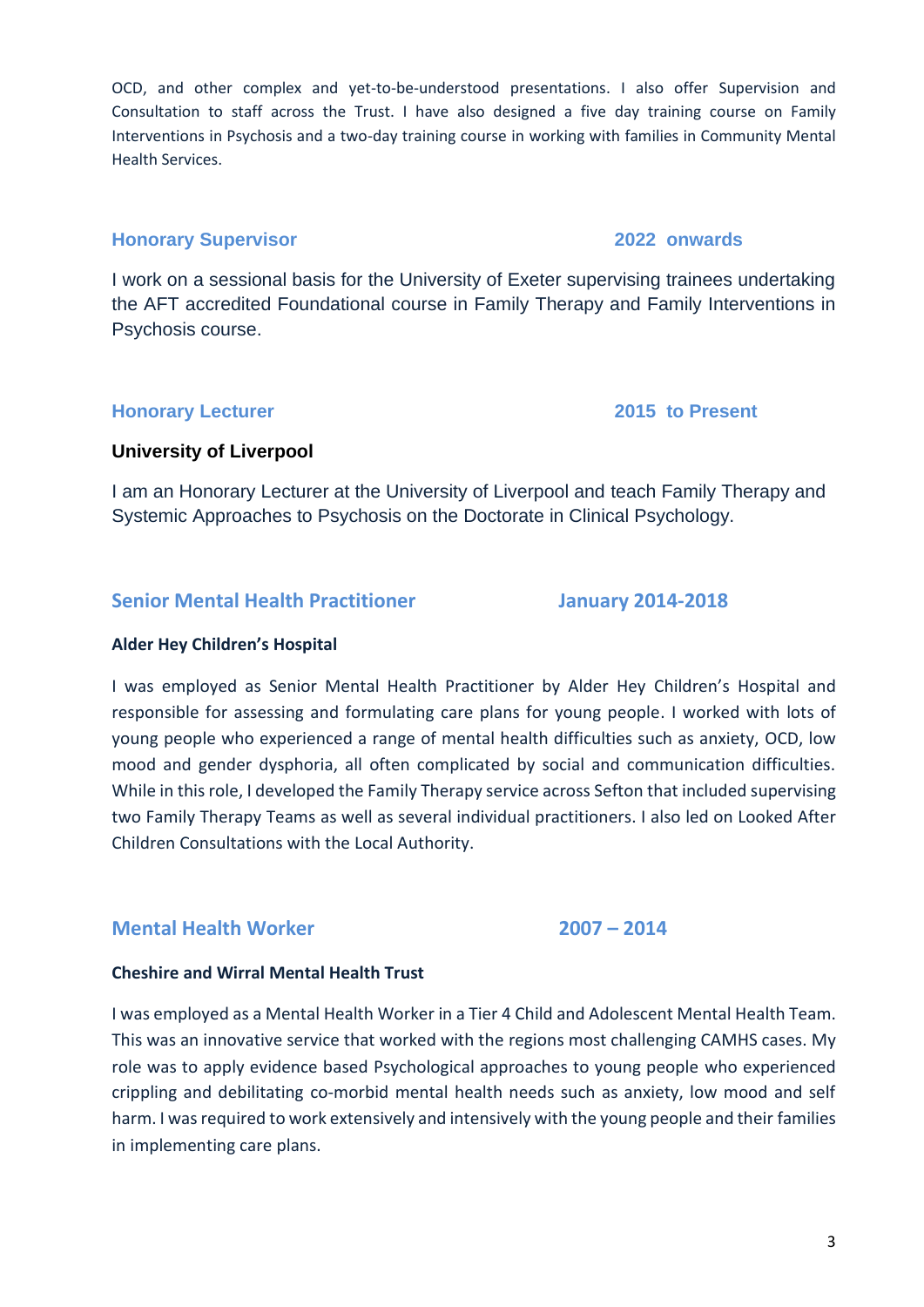OCD, and other complex and yet-to-be-understood presentations. I also offer Supervision and Consultation to staff across the Trust. I have also designed a five day training course on Family Interventions in Psychosis and a two-day training course in working with families in Community Mental Health Services.

### Honorary Supervisor — 2022 onwards

I work on a sessional basis for the University of Exeter supervising trainees undertaking the AFT accredited Foundational course in Family Therapy and Family Interventions in Psychosis course.

### Honorary Lecturer — 2015 to Present

**University of Liverpool**

I am an Honorary Lecturer at the University of Liverpool and teach Family Therapy and Systemic Approaches to Psychosis on the Doctorate in Clinical Psychology.

### Senior Mental Health Practitioner — January 2014-2018

**Alder Hey Children's Hospital**

I was employed as Senior Mental Health Practitioner by Alder Hey Children's Hospital and responsible for assessing and formulating care plans for young people. I worked with lots of young people who experienced a range of mental health difficulties such as anxiety, OCD, low mood and gender dysphoria, all often complicated by social and communication difficulties. While in this role, I developed the Family Therapy service across Sefton that included supervising two Family Therapy Teams as well as several individual practitioners. I also led on Looked After Children Consultations with the Local Authority.

### Mental Health Worker — 2007 – 2014

**Cheshire and Wirral Mental Health Trust**

I was employed as a Mental Health Worker in a Tier 4 Child and Adolescent Mental Health Team. This was an innovative service that worked with the regions most challenging CAMHS cases. My role was to apply evidence based Psychological approaches to young people who experienced crippling and debilitating co-morbid mental health needs such as anxiety, low mood and self harm. I was required to work extensively and intensively with the young people and their families in implementing care plans.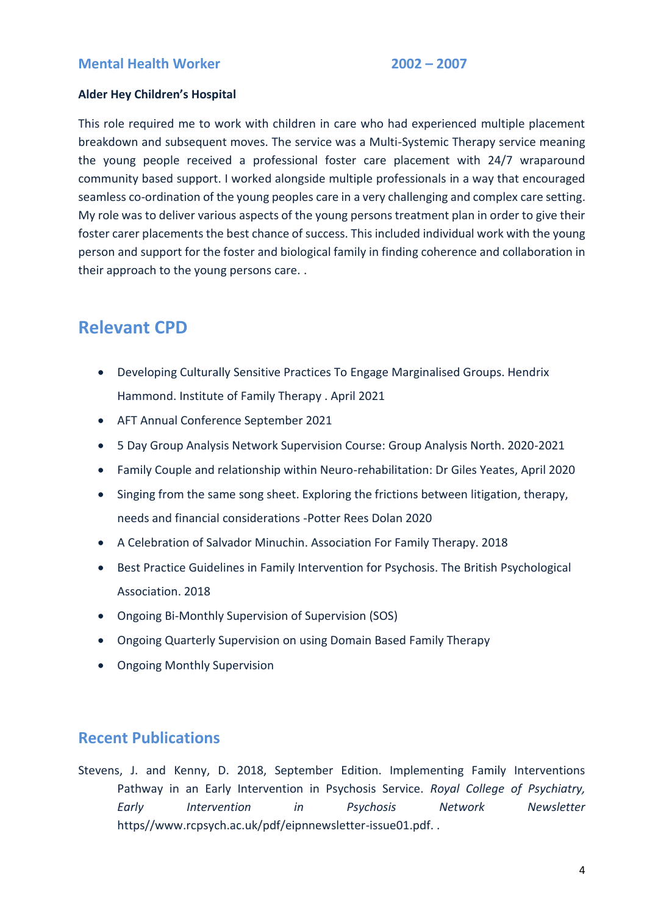### Mental Health Worker 2002 – 2007

**Alder Hey Children's Hospital**

This role required me to work with children in care who had experienced multiple placement breakdown and subsequent moves. The service was a Multi-Systemic Therapy service meaning the young people received a professional foster care placement with 24/7 wraparound community based support. I worked alongside multiple professionals in a way that encouraged seamless co-ordination of the young peoples care in a very challenging and complex care setting. My role was to deliver various aspects of the young persons treatment plan in order to give their foster carer placements the best chance of success. This included individual work with the young person and support for the foster and biological family in finding coherence and collaboration in their approach to the young persons care. .

## Relevant CPD

- Developing Culturally Sensitive Practices To Engage Marginalised Groups. Hendrix Hammond. Institute of Family Therapy . April 2021
- AFT Annual Conference September 2021
- 5 Day Group Analysis Network Supervision Course: Group Analysis North. 2020-2021
- Family Couple and relationship within Neuro-rehabilitation: Dr Giles Yeates, April 2020
- Singing from the same song sheet. Exploring the frictions between litigation, therapy, needs and financial considerations -Potter Rees Dolan 2020
- A Celebration of Salvador Minuchin. Association For Family Therapy. 2018
- Best Practice Guidelines in Family Intervention for Psychosis. The British Psychological Association. 2018
- Ongoing Bi-Monthly Supervision of Supervision (SOS)
- Ongoing Quarterly Supervision on using Domain Based Family Therapy
- Ongoing Monthly Supervision

## Recent Publications

Stevens, J. and Kenny, D. 2018, September Edition. Implementing Family Interventions Pathway in an Early Intervention in Psychosis Service. *Royal College of Psychiatry, Early Intervention in Psychosis Network Newsletter* https//www.rcpsych.ac.uk/pdf/eipnnewsletter-issue01.pdf. .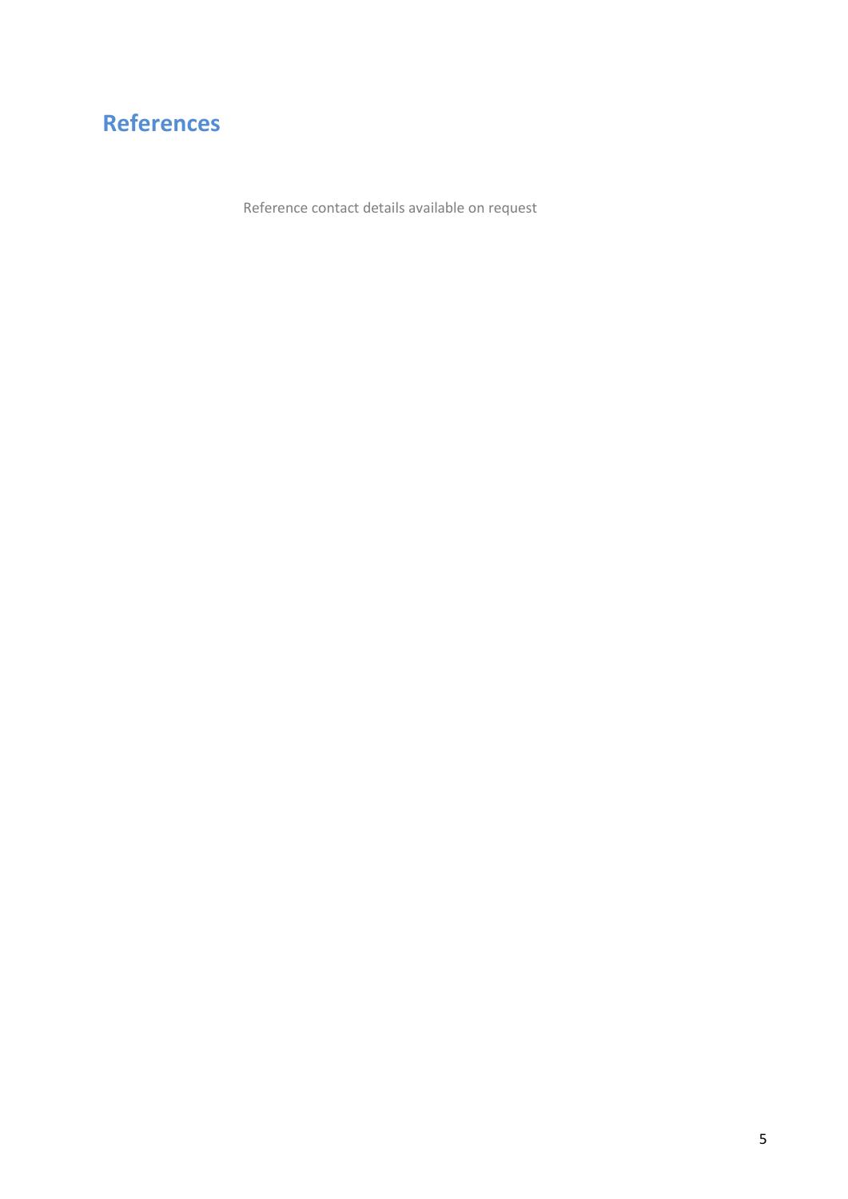## References

Reference contact details available on request